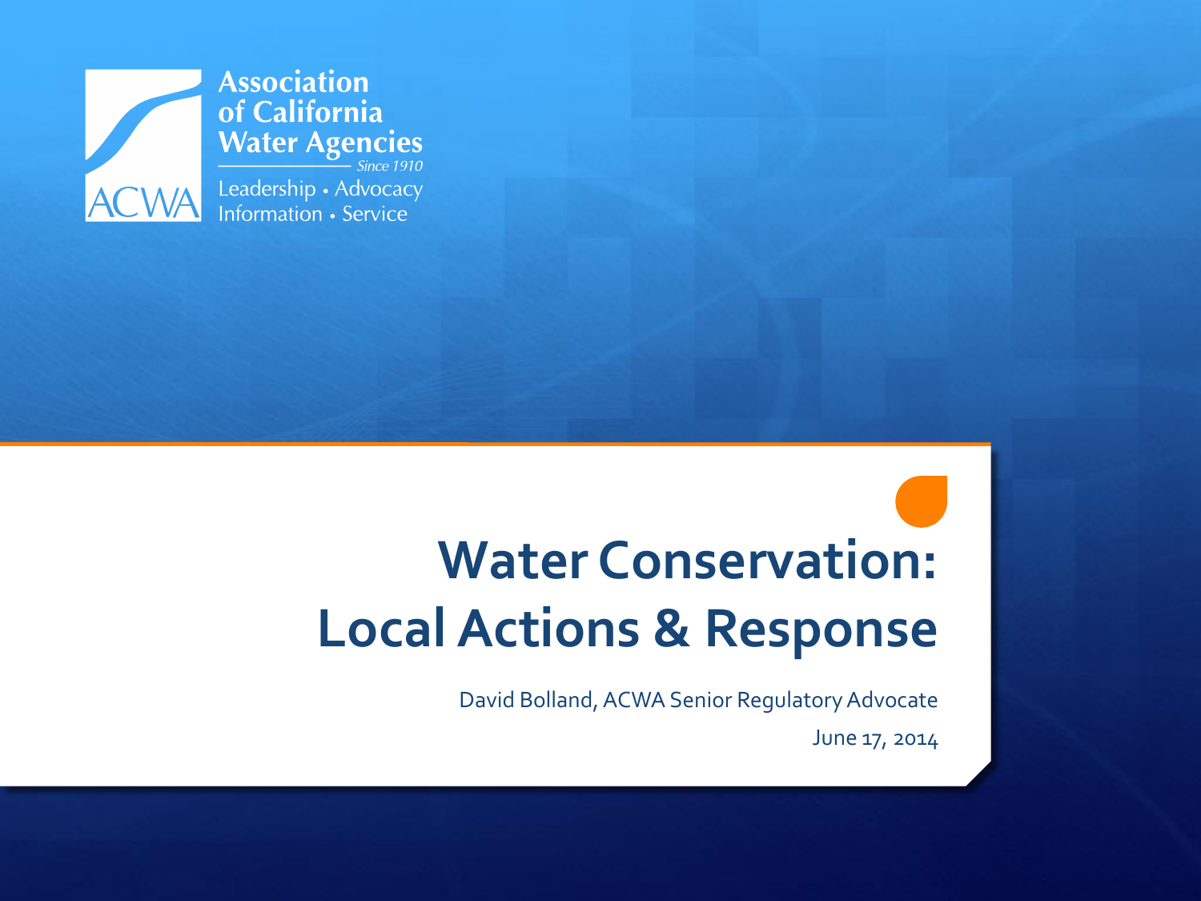Association of California Water Agencies

Since 1910

Leadership • Advocacy
Information • Service

ACWA

# Water Conservation: Local Actions & Response

David Bolland, ACWA Senior Regulatory Advocate

June 17, 2014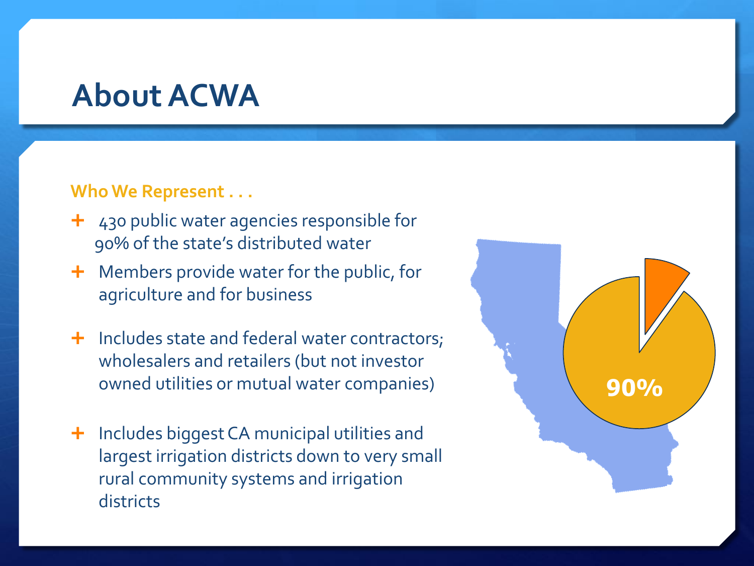# About ACWA

**Who We Represent . . .**

- 430 public water agencies responsible for 90% of the state's distributed water
- Members provide water for the public, for agriculture and for business
- Includes state and federal water contractors; wholesalers and retailers (but not investor owned utilities or mutual water companies)
- Includes biggest CA municipal utilities and largest irrigation districts down to very small rural community systems and irrigation districts

90%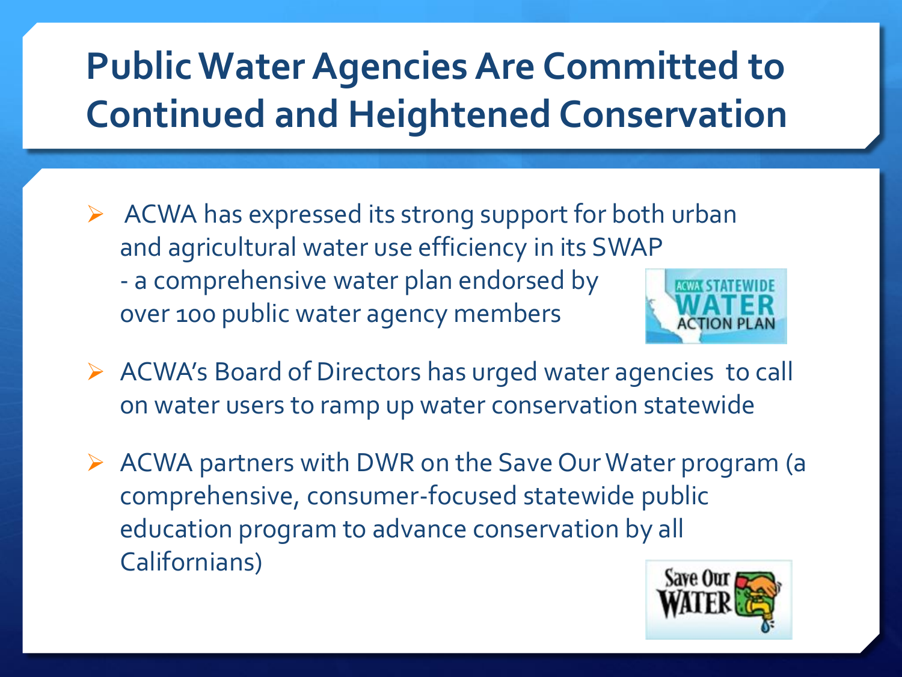# Public Water Agencies Are Committed to Continued and Heightened Conservation

- ACWA has expressed its strong support for both urban and agricultural water use efficiency in its SWAP - a comprehensive water plan endorsed by over 100 public water agency members
- ACWA's Board of Directors has urged water agencies to call on water users to ramp up water conservation statewide
- ACWA partners with DWR on the Save Our Water program (a comprehensive, consumer-focused statewide public education program to advance conservation by all Californians)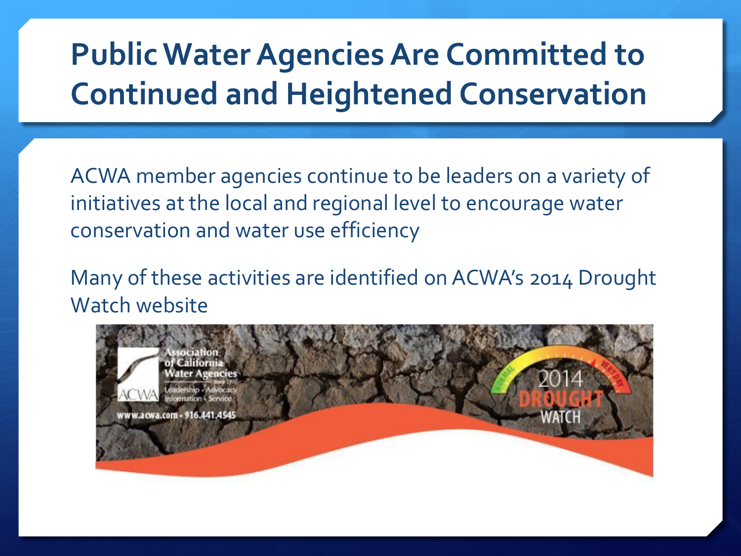# Public Water Agencies Are Committed to Continued and Heightened Conservation

ACWA member agencies continue to be leaders on a variety of initiatives at the local and regional level to encourage water conservation and water use efficiency

Many of these activities are identified on ACWA's 2014 Drought Watch website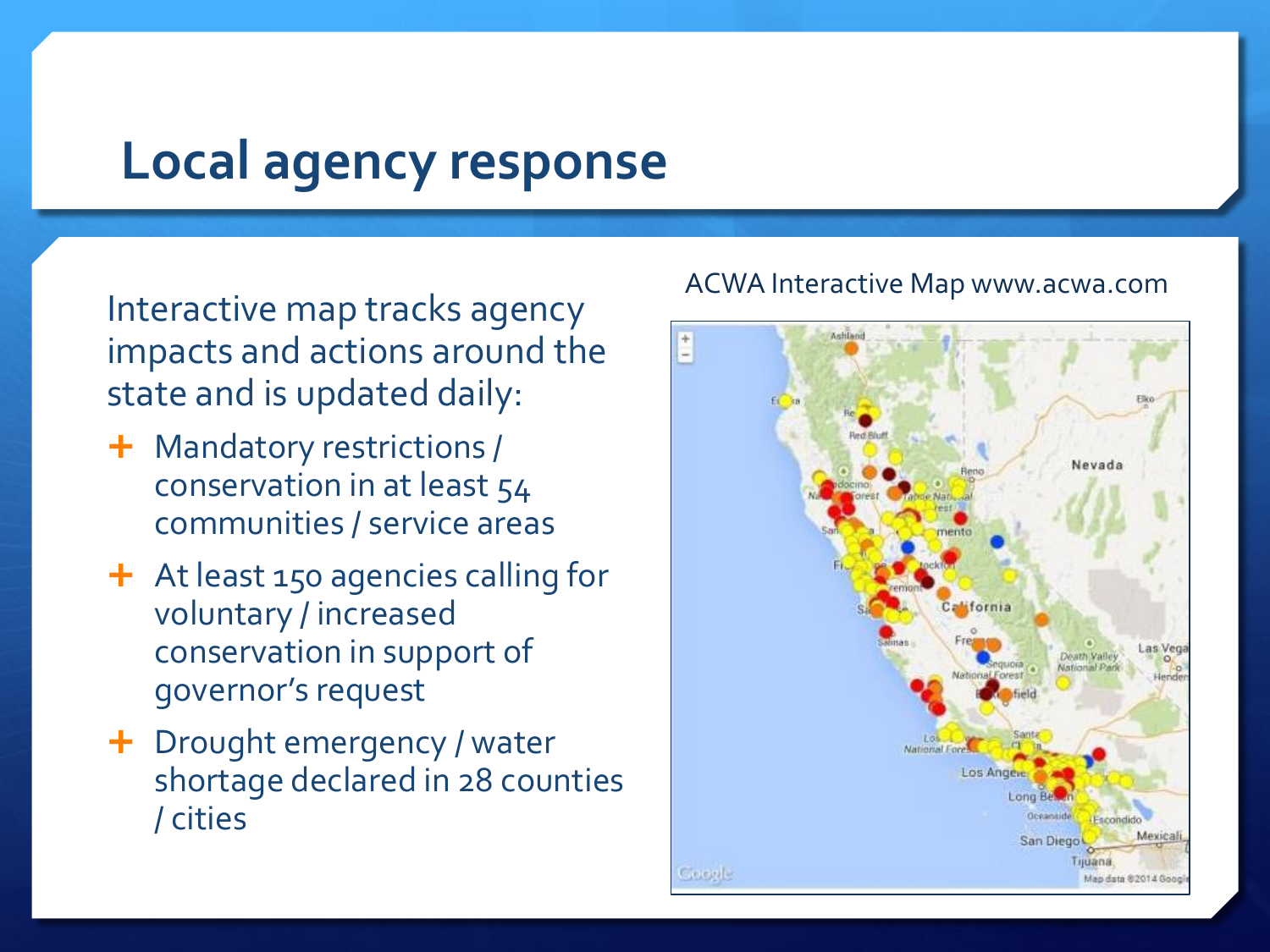# Local agency response

Interactive map tracks agency impacts and actions around the state and is updated daily:

- Mandatory restrictions / conservation in at least 54 communities / service areas
- At least 150 agencies calling for voluntary / increased conservation in support of governor's request
- Drought emergency / water shortage declared in 28 counties / cities

ACWA Interactive Map www.acwa.com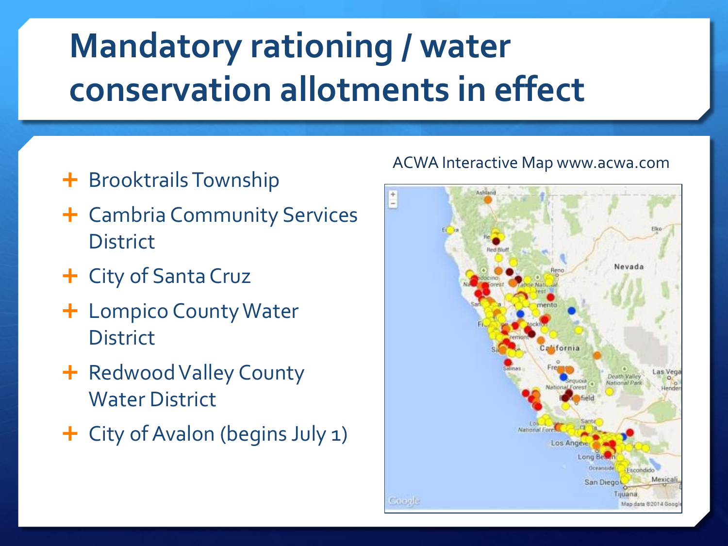# Mandatory rationing / water conservation allotments in effect

- Brooktrails Township
- Cambria Community Services District
- City of Santa Cruz
- Lompico County Water District
- Redwood Valley County Water District
- City of Avalon (begins July 1)

ACWA Interactive Map www.acwa.com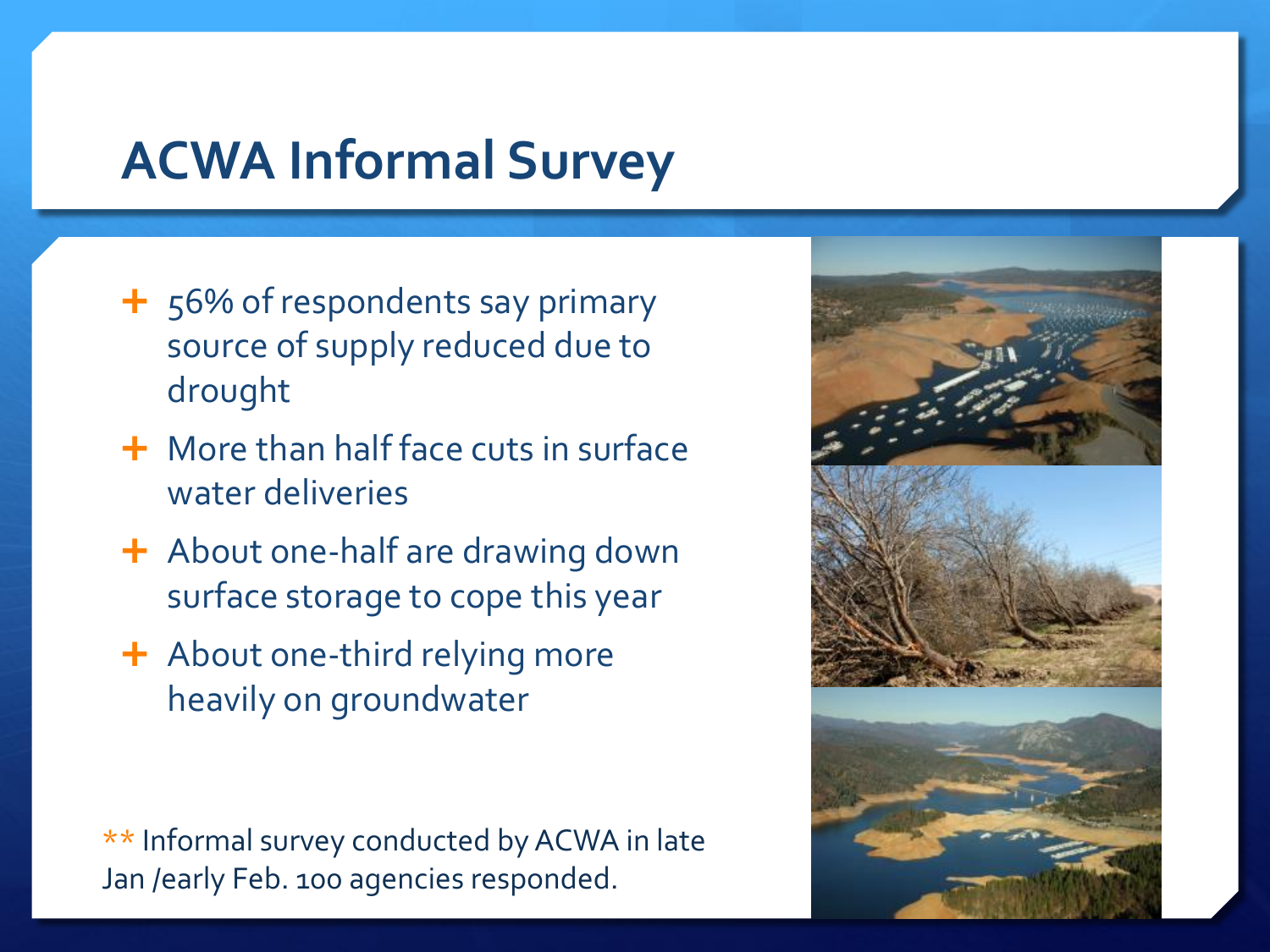# ACWA Informal Survey

- 56% of respondents say primary source of supply reduced due to drought
- More than half face cuts in surface water deliveries
- About one-half are drawing down surface storage to cope this year
- About one-third relying more heavily on groundwater

** Informal survey conducted by ACWA in late Jan /early Feb. 100 agencies responded.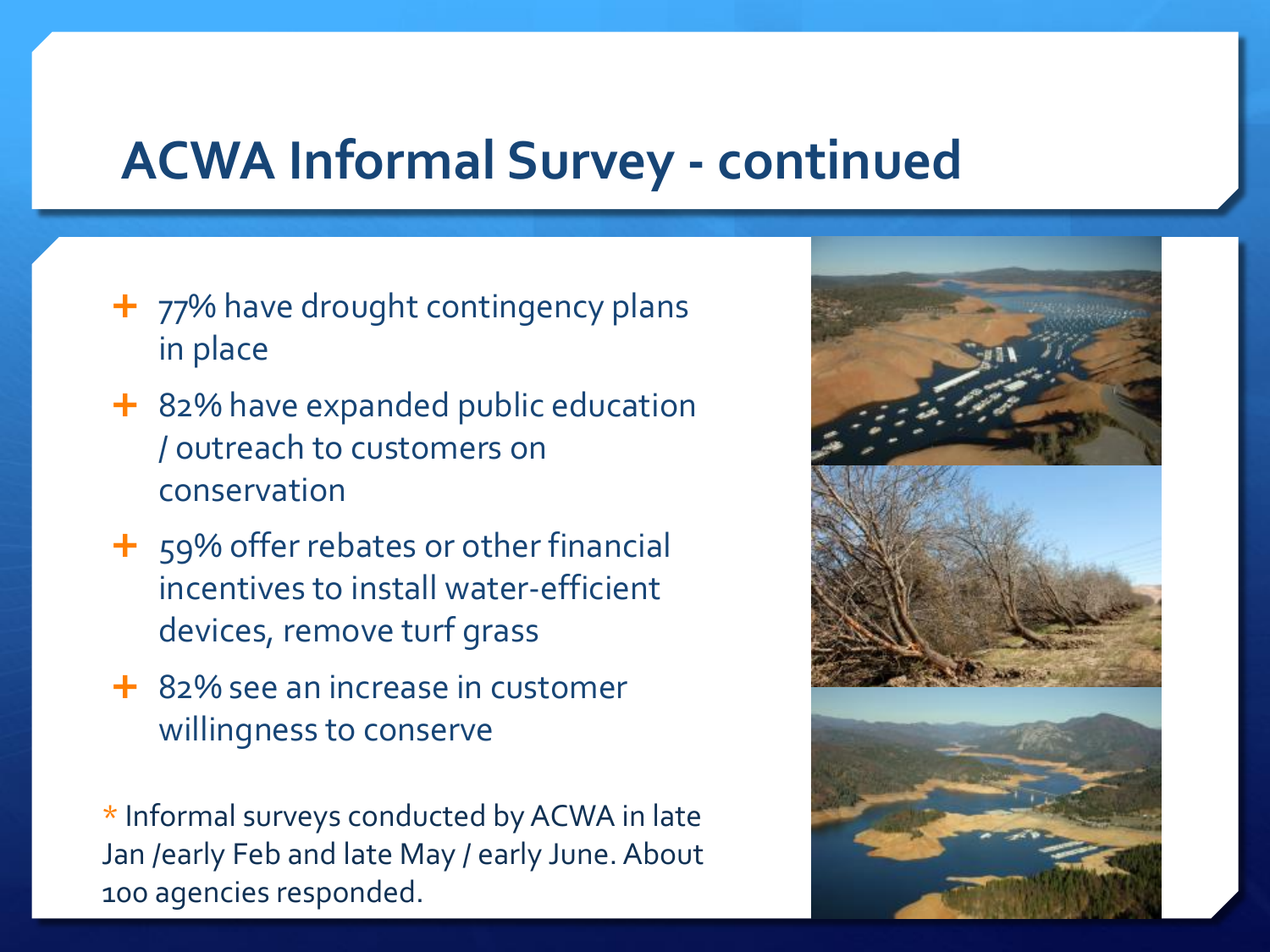# ACWA Informal Survey - continued

- 77% have drought contingency plans in place
- 82% have expanded public education / outreach to customers on conservation
- 59% offer rebates or other financial incentives to install water-efficient devices, remove turf grass
- 82% see an increase in customer willingness to conserve

* Informal surveys conducted by ACWA in late Jan /early Feb and late May / early June. About 100 agencies responded.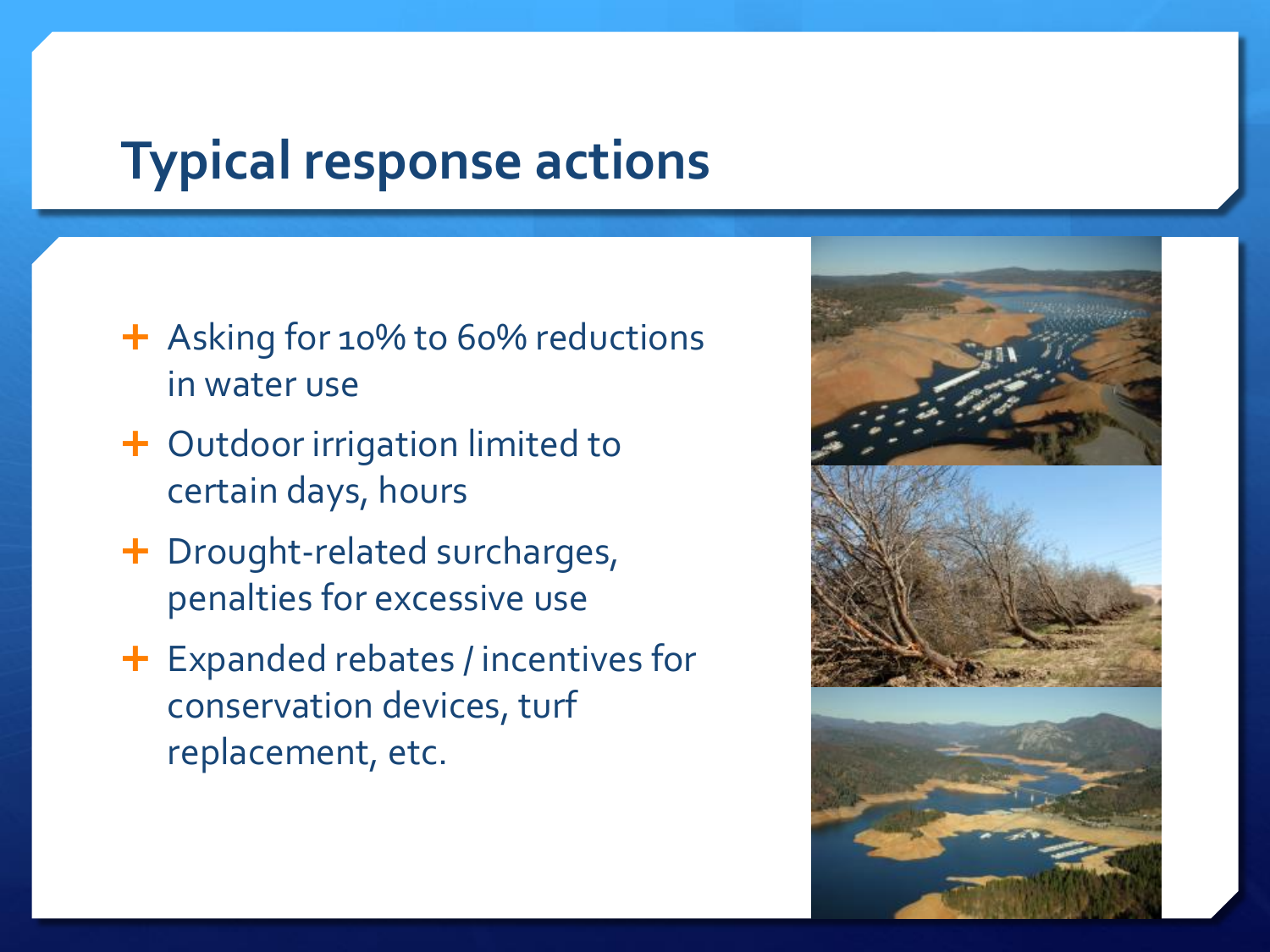# Typical response actions

- Asking for 10% to 60% reductions in water use
- Outdoor irrigation limited to certain days, hours
- Drought-related surcharges, penalties for excessive use
- Expanded rebates / incentives for conservation devices, turf replacement, etc.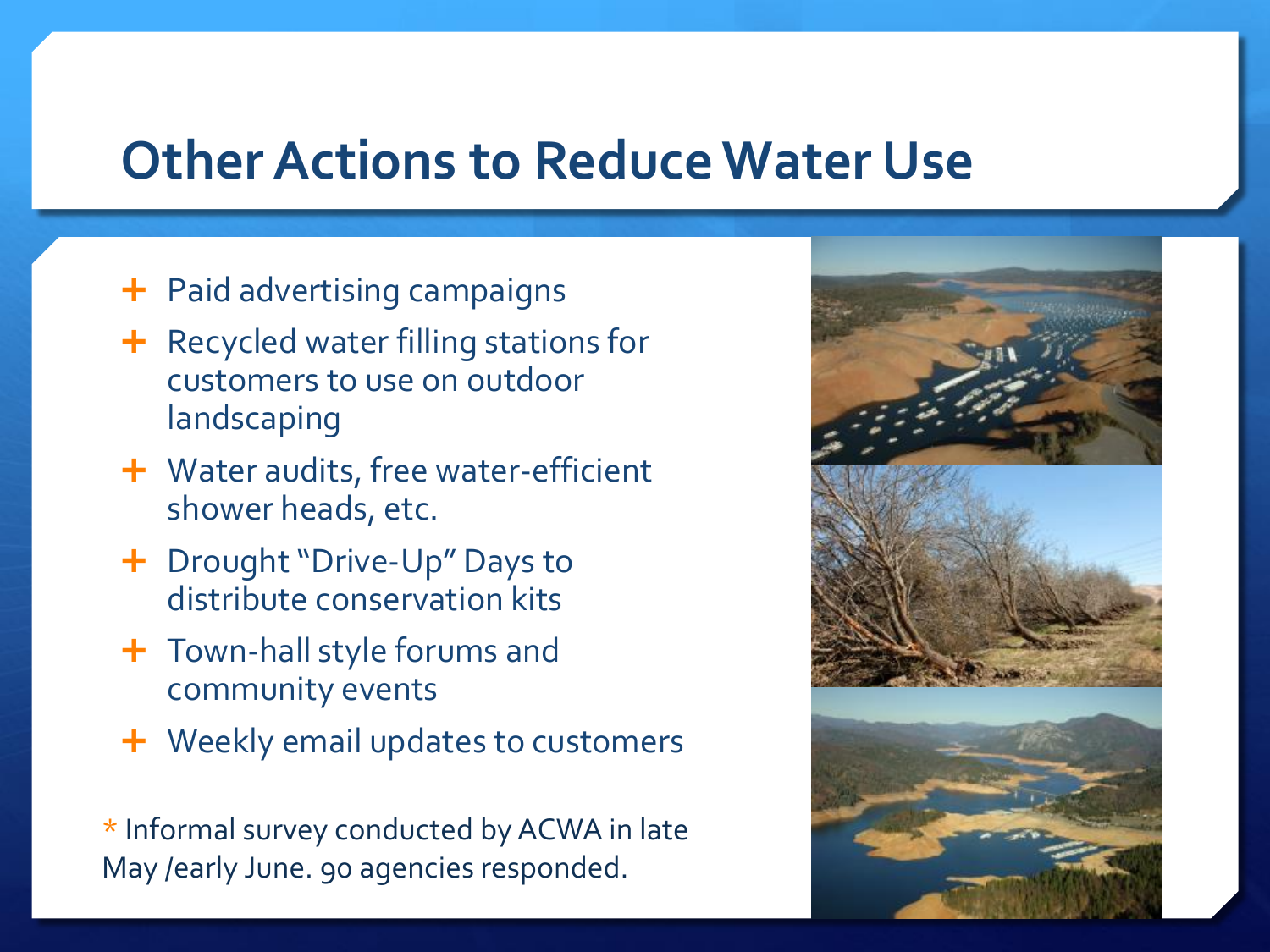# Other Actions to Reduce Water Use

- Paid advertising campaigns
- Recycled water filling stations for customers to use on outdoor landscaping
- Water audits, free water-efficient shower heads, etc.
- Drought "Drive-Up" Days to distribute conservation kits
- Town-hall style forums and community events
- Weekly email updates to customers

* Informal survey conducted by ACWA in late May /early June. 90 agencies responded.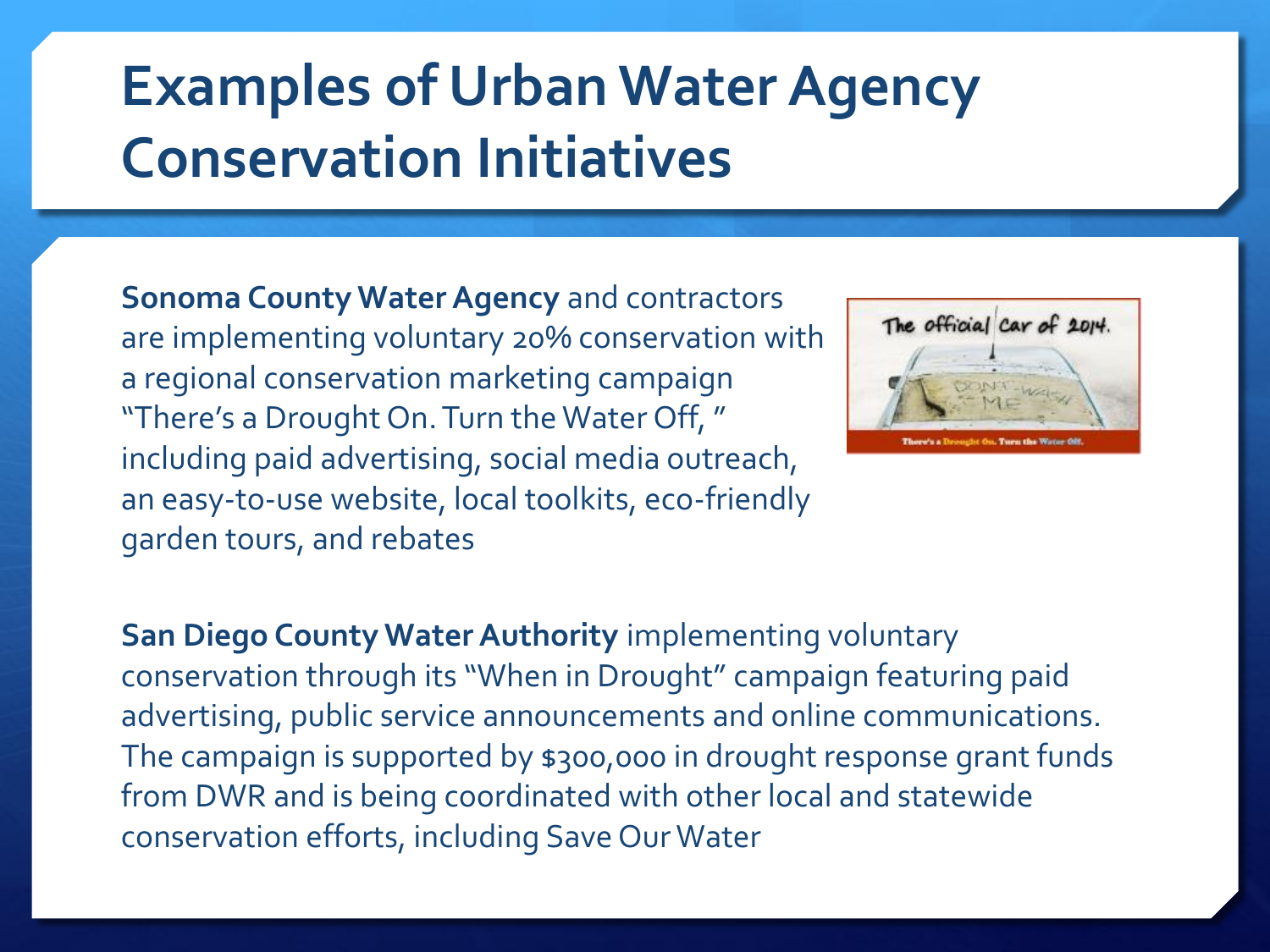# Examples of Urban Water Agency Conservation Initiatives

**Sonoma County Water Agency** and contractors are implementing voluntary 20% conservation with a regional conservation marketing campaign "There's a Drought On. Turn the Water Off, " including paid advertising, social media outreach, an easy-to-use website, local toolkits, eco-friendly garden tours, and rebates

**San Diego County Water Authority** implementing voluntary conservation through its "When in Drought" campaign featuring paid advertising, public service announcements and online communications. The campaign is supported by $300,000 in drought response grant funds from DWR and is being coordinated with other local and statewide conservation efforts, including Save Our Water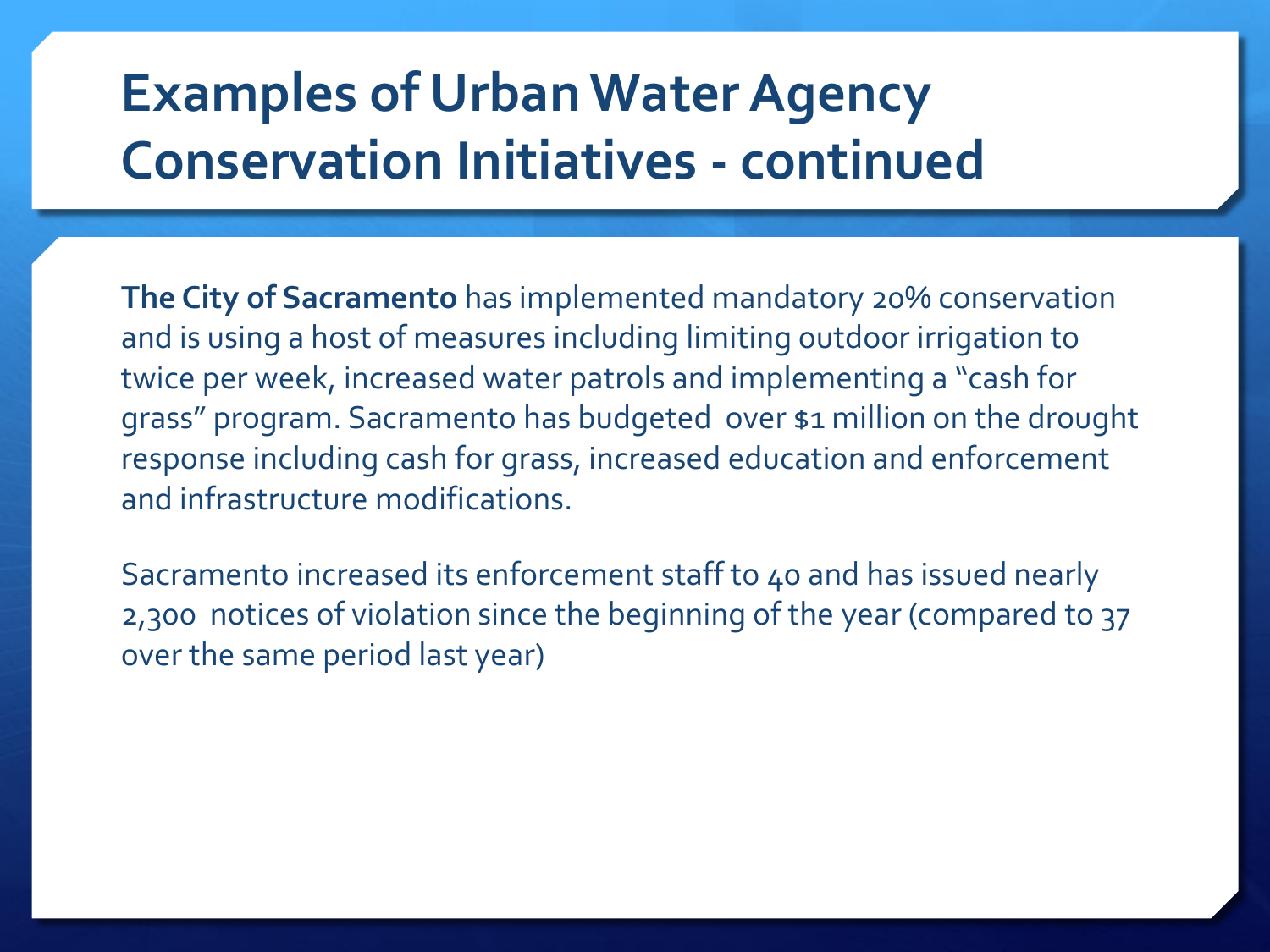# Examples of Urban Water Agency Conservation Initiatives - continued

**The City of Sacramento** has implemented mandatory 20% conservation and is using a host of measures including limiting outdoor irrigation to twice per week, increased water patrols and implementing a "cash for grass" program. Sacramento has budgeted over $1 million on the drought response including cash for grass, increased education and enforcement and infrastructure modifications.

Sacramento increased its enforcement staff to 40 and has issued nearly 2,300 notices of violation since the beginning of the year (compared to 37 over the same period last year)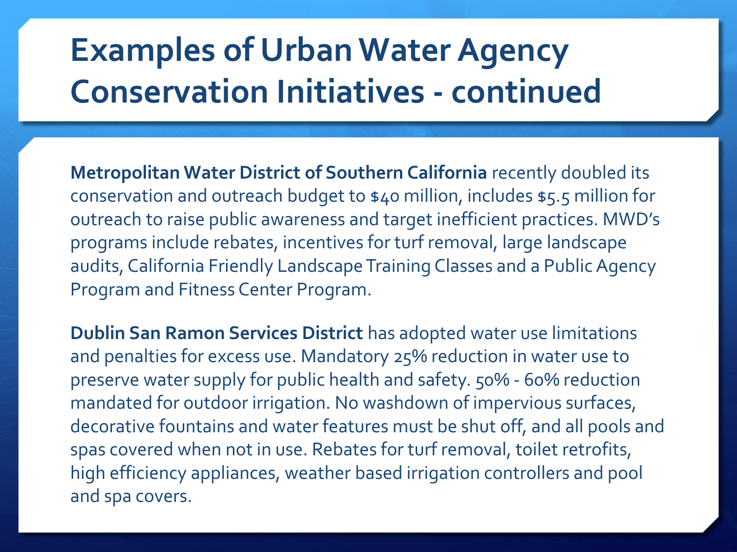# Examples of Urban Water Agency Conservation Initiatives - continued

**Metropolitan Water District of Southern California** recently doubled its conservation and outreach budget to $40 million, includes $5.5 million for outreach to raise public awareness and target inefficient practices. MWD's programs include rebates, incentives for turf removal, large landscape audits, California Friendly Landscape Training Classes and a Public Agency Program and Fitness Center Program.

**Dublin San Ramon Services District** has adopted water use limitations and penalties for excess use. Mandatory 25% reduction in water use to preserve water supply for public health and safety. 50% - 60% reduction mandated for outdoor irrigation. No washdown of impervious surfaces, decorative fountains and water features must be shut off, and all pools and spas covered when not in use. Rebates for turf removal, toilet retrofits, high efficiency appliances, weather based irrigation controllers and pool and spa covers.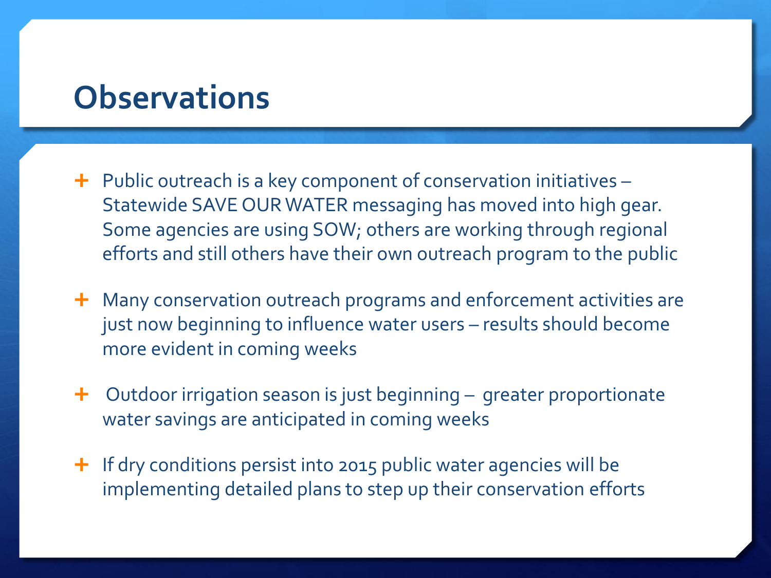# Observations

- Public outreach is a key component of conservation initiatives – Statewide SAVE OUR WATER messaging has moved into high gear. Some agencies are using SOW; others are working through regional efforts and still others have their own outreach program to the public
- Many conservation outreach programs and enforcement activities are just now beginning to influence water users – results should become more evident in coming weeks
- Outdoor irrigation season is just beginning – greater proportionate water savings are anticipated in coming weeks
- If dry conditions persist into 2015 public water agencies will be implementing detailed plans to step up their conservation efforts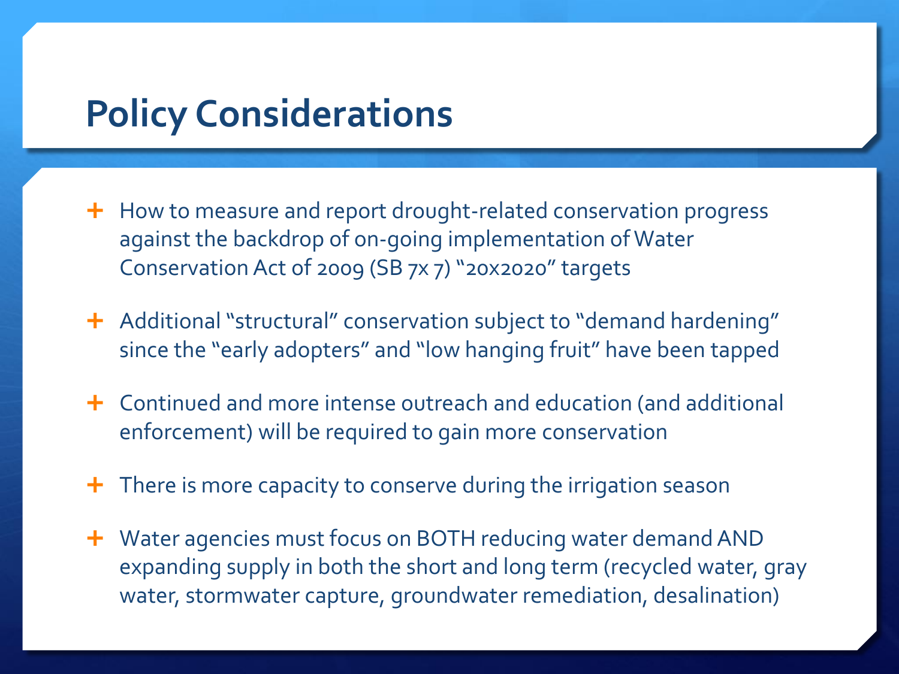# Policy Considerations

- How to measure and report drought-related conservation progress against the backdrop of on-going implementation of Water Conservation Act of 2009 (SB 7x 7) "20x2020" targets
- Additional "structural" conservation subject to "demand hardening" since the "early adopters" and "low hanging fruit" have been tapped
- Continued and more intense outreach and education (and additional enforcement) will be required to gain more conservation
- There is more capacity to conserve during the irrigation season
- Water agencies must focus on BOTH reducing water demand AND expanding supply in both the short and long term (recycled water, gray water, stormwater capture, groundwater remediation, desalination)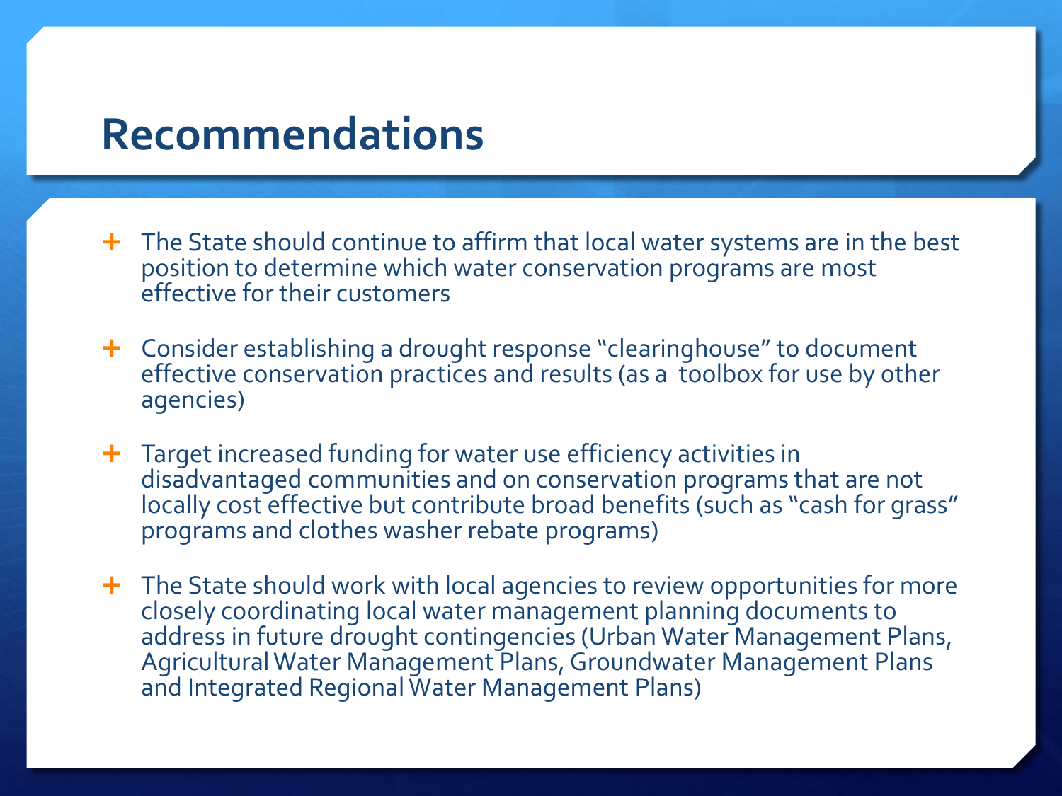# Recommendations

- The State should continue to affirm that local water systems are in the best position to determine which water conservation programs are most effective for their customers
- Consider establishing a drought response "clearinghouse" to document effective conservation practices and results (as a toolbox for use by other agencies)
- Target increased funding for water use efficiency activities in disadvantaged communities and on conservation programs that are not locally cost effective but contribute broad benefits (such as "cash for grass" programs and clothes washer rebate programs)
- The State should work with local agencies to review opportunities for more closely coordinating local water management planning documents to address in future drought contingencies (Urban Water Management Plans, Agricultural Water Management Plans, Groundwater Management Plans and Integrated Regional Water Management Plans)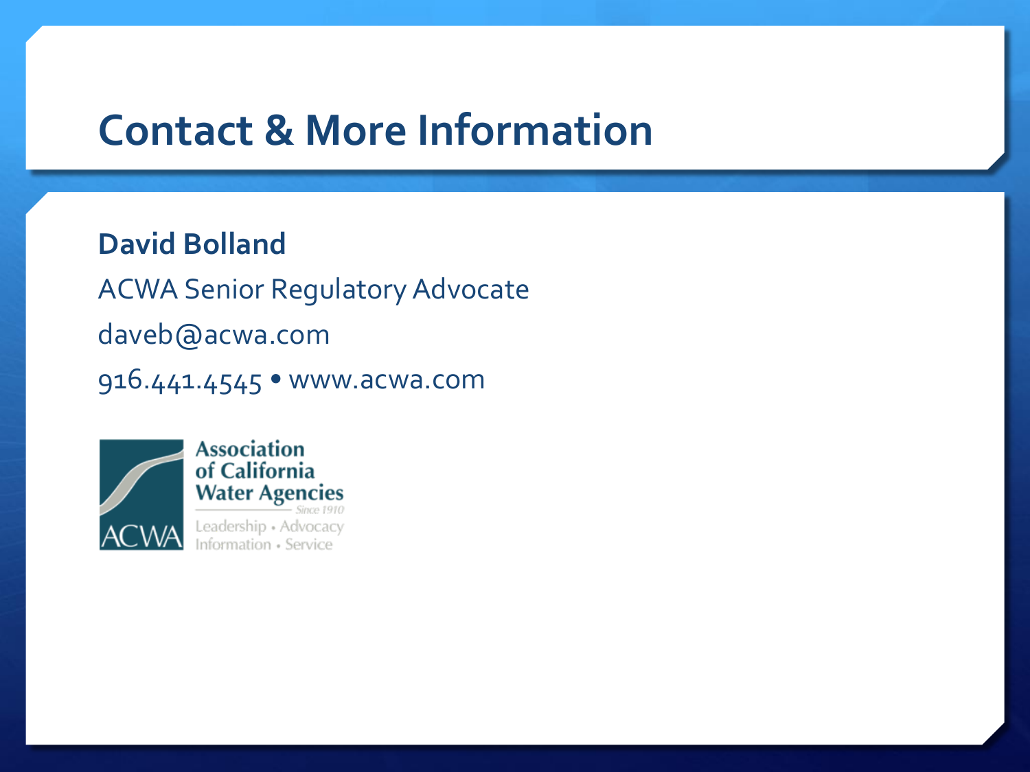# Contact & More Information

**David Bolland**

ACWA Senior Regulatory Advocate

daveb@acwa.com

916.441.4545 • www.acwa.com

Association of California Water Agencies

Since 1910

Leadership • Advocacy

Information • Service

ACWA